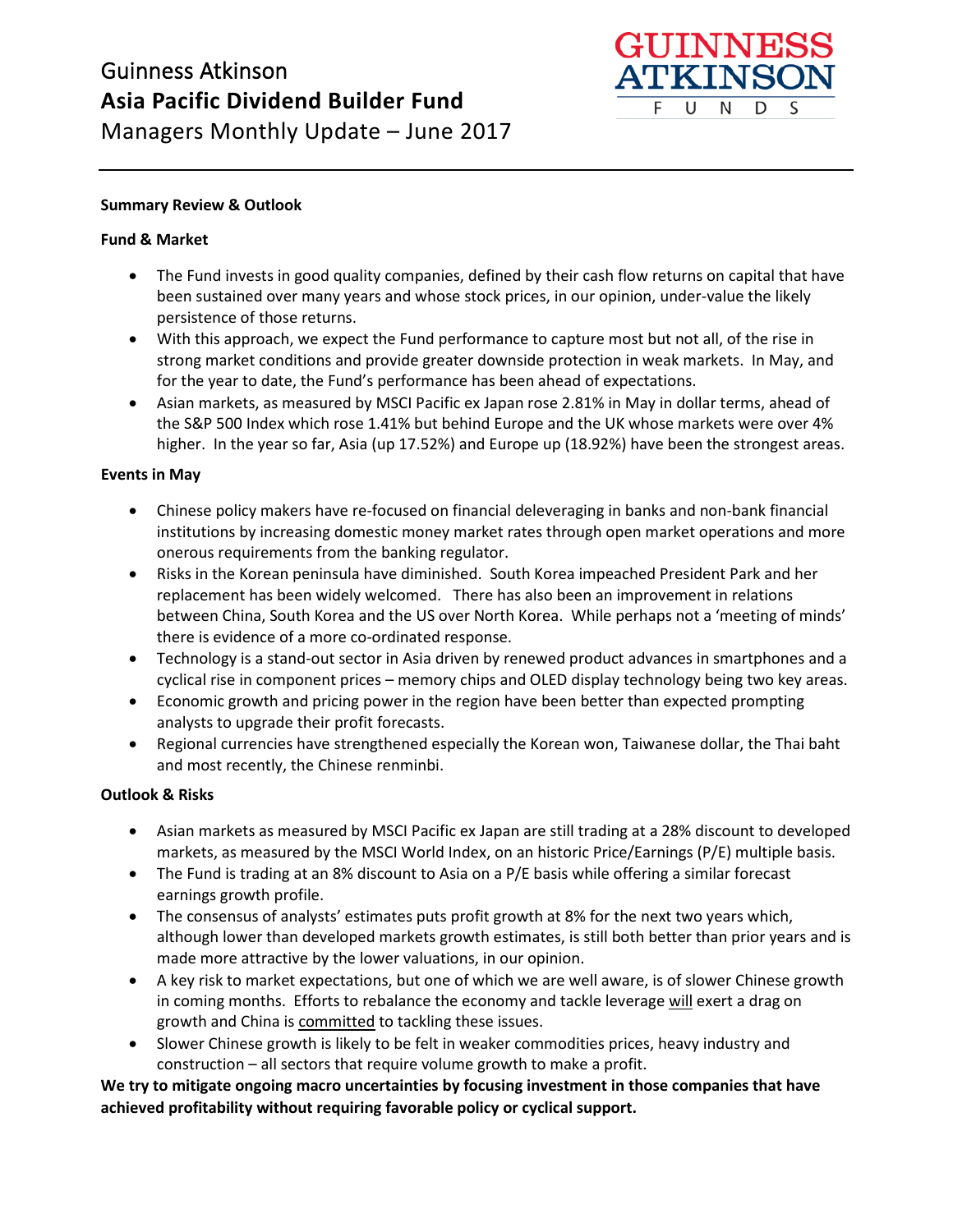# Guinness Atkinson
# Asia Pacific Dividend Builder Fund
## Managers Monthly Update – June 2017

**Summary Review & Outlook**

**Fund & Market**

- The Fund invests in good quality companies, defined by their cash flow returns on capital that have been sustained over many years and whose stock prices, in our opinion, under-value the likely persistence of those returns.
- With this approach, we expect the Fund performance to capture most but not all, of the rise in strong market conditions and provide greater downside protection in weak markets. In May, and for the year to date, the Fund's performance has been ahead of expectations.
- Asian markets, as measured by MSCI Pacific ex Japan rose 2.81% in May in dollar terms, ahead of the S&P 500 Index which rose 1.41% but behind Europe and the UK whose markets were over 4% higher. In the year so far, Asia (up 17.52%) and Europe up (18.92%) have been the strongest areas.

**Events in May**

- Chinese policy makers have re-focused on financial deleveraging in banks and non-bank financial institutions by increasing domestic money market rates through open market operations and more onerous requirements from the banking regulator.
- Risks in the Korean peninsula have diminished. South Korea impeached President Park and her replacement has been widely welcomed. There has also been an improvement in relations between China, South Korea and the US over North Korea. While perhaps not a 'meeting of minds' there is evidence of a more co-ordinated response.
- Technology is a stand-out sector in Asia driven by renewed product advances in smartphones and a cyclical rise in component prices – memory chips and OLED display technology being two key areas.
- Economic growth and pricing power in the region have been better than expected prompting analysts to upgrade their profit forecasts.
- Regional currencies have strengthened especially the Korean won, Taiwanese dollar, the Thai baht and most recently, the Chinese renminbi.

**Outlook & Risks**

- Asian markets as measured by MSCI Pacific ex Japan are still trading at a 28% discount to developed markets, as measured by the MSCI World Index, on an historic Price/Earnings (P/E) multiple basis.
- The Fund is trading at an 8% discount to Asia on a P/E basis while offering a similar forecast earnings growth profile.
- The consensus of analysts' estimates puts profit growth at 8% for the next two years which, although lower than developed markets growth estimates, is still both better than prior years and is made more attractive by the lower valuations, in our opinion.
- A key risk to market expectations, but one of which we are well aware, is of slower Chinese growth in coming months. Efforts to rebalance the economy and tackle leverage <u>will</u> exert a drag on growth and China is <u>committed</u> to tackling these issues.
- Slower Chinese growth is likely to be felt in weaker commodities prices, heavy industry and construction – all sectors that require volume growth to make a profit.

**We try to mitigate ongoing macro uncertainties by focusing investment in those companies that have achieved profitability without requiring favorable policy or cyclical support.**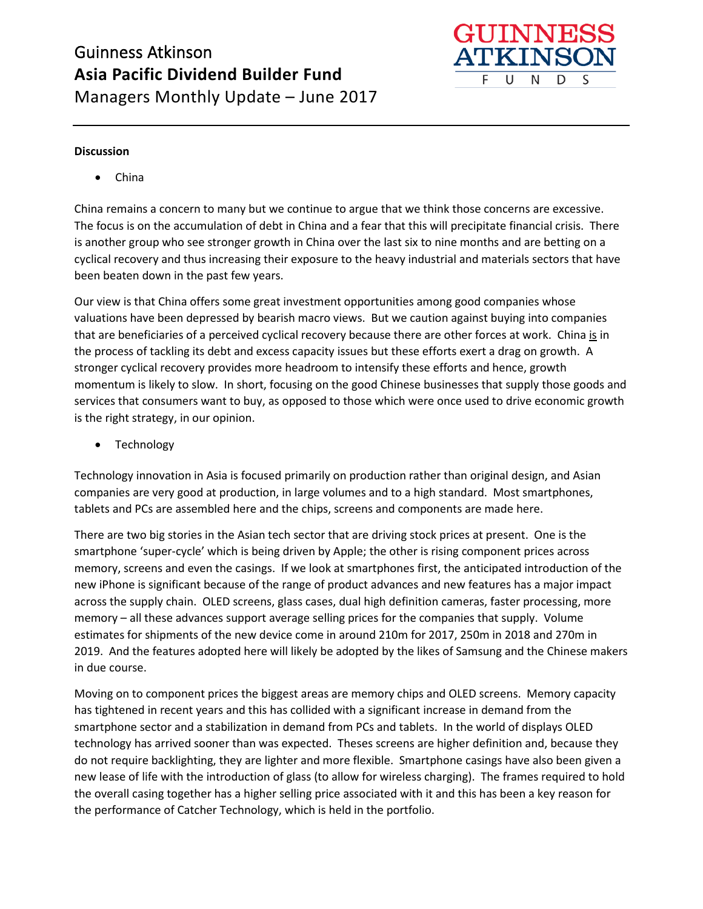**Discussion**

- China

China remains a concern to many but we continue to argue that we think those concerns are excessive. The focus is on the accumulation of debt in China and a fear that this will precipitate financial crisis. There is another group who see stronger growth in China over the last six to nine months and are betting on a cyclical recovery and thus increasing their exposure to the heavy industrial and materials sectors that have been beaten down in the past few years.

Our view is that China offers some great investment opportunities among good companies whose valuations have been depressed by bearish macro views. But we caution against buying into companies that are beneficiaries of a perceived cyclical recovery because there are other forces at work. China is in the process of tackling its debt and excess capacity issues but these efforts exert a drag on growth. A stronger cyclical recovery provides more headroom to intensify these efforts and hence, growth momentum is likely to slow. In short, focusing on the good Chinese businesses that supply those goods and services that consumers want to buy, as opposed to those which were once used to drive economic growth is the right strategy, in our opinion.

- Technology

Technology innovation in Asia is focused primarily on production rather than original design, and Asian companies are very good at production, in large volumes and to a high standard. Most smartphones, tablets and PCs are assembled here and the chips, screens and components are made here.

There are two big stories in the Asian tech sector that are driving stock prices at present. One is the smartphone 'super-cycle' which is being driven by Apple; the other is rising component prices across memory, screens and even the casings. If we look at smartphones first, the anticipated introduction of the new iPhone is significant because of the range of product advances and new features has a major impact across the supply chain. OLED screens, glass cases, dual high definition cameras, faster processing, more memory – all these advances support average selling prices for the companies that supply. Volume estimates for shipments of the new device come in around 210m for 2017, 250m in 2018 and 270m in 2019. And the features adopted here will likely be adopted by the likes of Samsung and the Chinese makers in due course.

Moving on to component prices the biggest areas are memory chips and OLED screens. Memory capacity has tightened in recent years and this has collided with a significant increase in demand from the smartphone sector and a stabilization in demand from PCs and tablets. In the world of displays OLED technology has arrived sooner than was expected. Theses screens are higher definition and, because they do not require backlighting, they are lighter and more flexible. Smartphone casings have also been given a new lease of life with the introduction of glass (to allow for wireless charging). The frames required to hold the overall casing together has a higher selling price associated with it and this has been a key reason for the performance of Catcher Technology, which is held in the portfolio.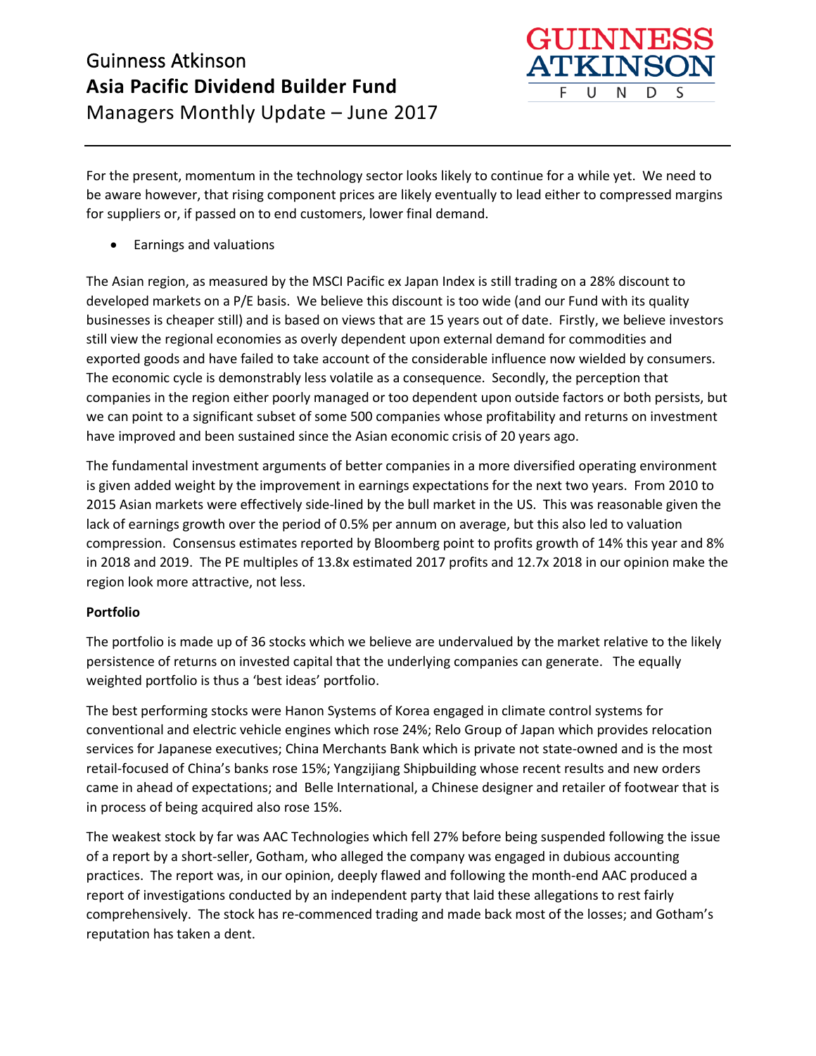For the present, momentum in the technology sector looks likely to continue for a while yet. We need to be aware however, that rising component prices are likely eventually to lead either to compressed margins for suppliers or, if passed on to end customers, lower final demand.

- Earnings and valuations

The Asian region, as measured by the MSCI Pacific ex Japan Index is still trading on a 28% discount to developed markets on a P/E basis. We believe this discount is too wide (and our Fund with its quality businesses is cheaper still) and is based on views that are 15 years out of date. Firstly, we believe investors still view the regional economies as overly dependent upon external demand for commodities and exported goods and have failed to take account of the considerable influence now wielded by consumers. The economic cycle is demonstrably less volatile as a consequence. Secondly, the perception that companies in the region either poorly managed or too dependent upon outside factors or both persists, but we can point to a significant subset of some 500 companies whose profitability and returns on investment have improved and been sustained since the Asian economic crisis of 20 years ago.

The fundamental investment arguments of better companies in a more diversified operating environment is given added weight by the improvement in earnings expectations for the next two years. From 2010 to 2015 Asian markets were effectively side-lined by the bull market in the US. This was reasonable given the lack of earnings growth over the period of 0.5% per annum on average, but this also led to valuation compression. Consensus estimates reported by Bloomberg point to profits growth of 14% this year and 8% in 2018 and 2019. The PE multiples of 13.8x estimated 2017 profits and 12.7x 2018 in our opinion make the region look more attractive, not less.

**Portfolio**

The portfolio is made up of 36 stocks which we believe are undervalued by the market relative to the likely persistence of returns on invested capital that the underlying companies can generate. The equally weighted portfolio is thus a 'best ideas' portfolio.

The best performing stocks were Hanon Systems of Korea engaged in climate control systems for conventional and electric vehicle engines which rose 24%; Relo Group of Japan which provides relocation services for Japanese executives; China Merchants Bank which is private not state-owned and is the most retail-focused of China's banks rose 15%; Yangzijiang Shipbuilding whose recent results and new orders came in ahead of expectations; and Belle International, a Chinese designer and retailer of footwear that is in process of being acquired also rose 15%.

The weakest stock by far was AAC Technologies which fell 27% before being suspended following the issue of a report by a short-seller, Gotham, who alleged the company was engaged in dubious accounting practices. The report was, in our opinion, deeply flawed and following the month-end AAC produced a report of investigations conducted by an independent party that laid these allegations to rest fairly comprehensively. The stock has re-commenced trading and made back most of the losses; and Gotham's reputation has taken a dent.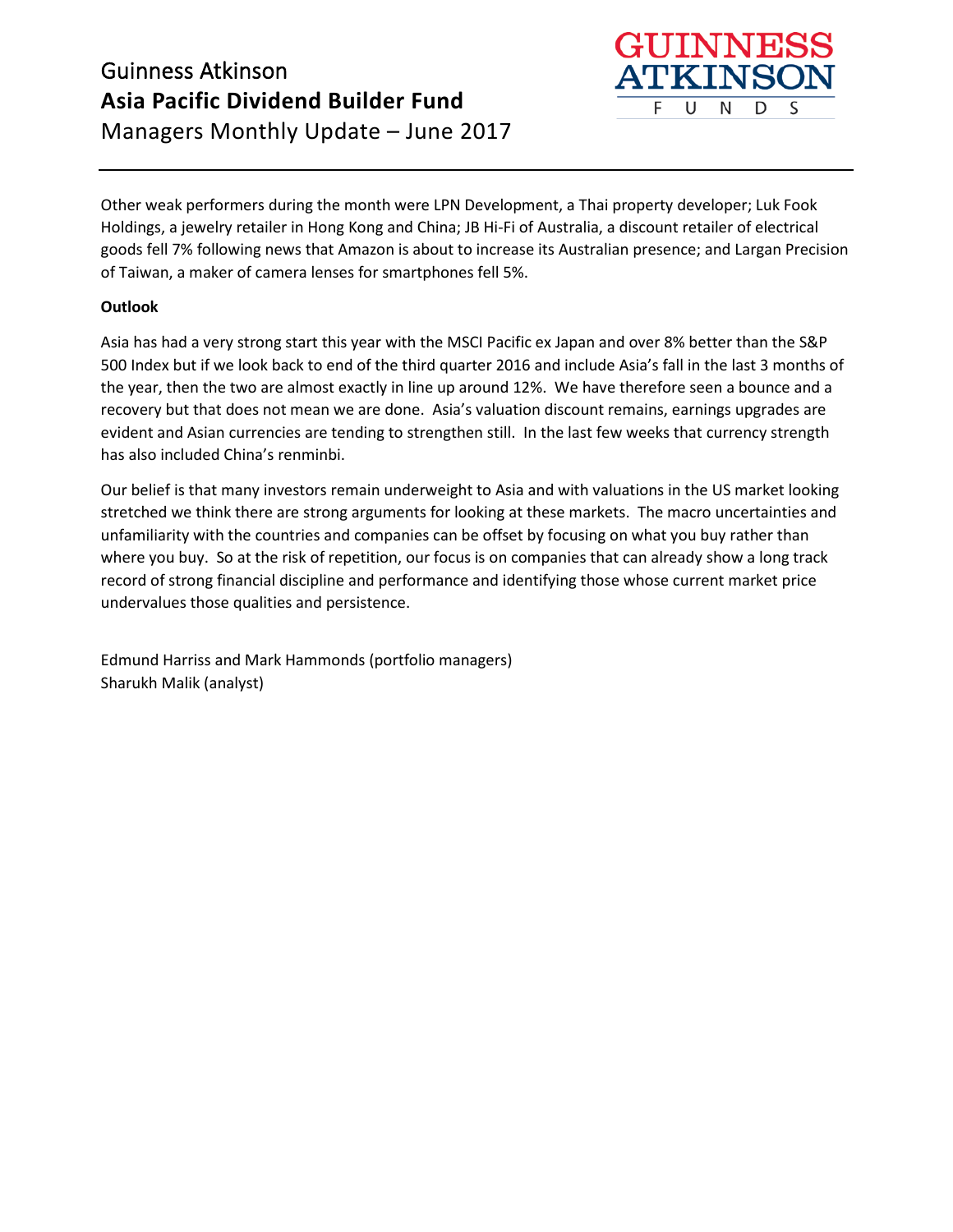Other weak performers during the month were LPN Development, a Thai property developer; Luk Fook Holdings, a jewelry retailer in Hong Kong and China; JB Hi-Fi of Australia, a discount retailer of electrical goods fell 7% following news that Amazon is about to increase its Australian presence; and Largan Precision of Taiwan, a maker of camera lenses for smartphones fell 5%.

**Outlook**

Asia has had a very strong start this year with the MSCI Pacific ex Japan and over 8% better than the S&P 500 Index but if we look back to end of the third quarter 2016 and include Asia's fall in the last 3 months of the year, then the two are almost exactly in line up around 12%. We have therefore seen a bounce and a recovery but that does not mean we are done. Asia's valuation discount remains, earnings upgrades are evident and Asian currencies are tending to strengthen still. In the last few weeks that currency strength has also included China's renminbi.

Our belief is that many investors remain underweight to Asia and with valuations in the US market looking stretched we think there are strong arguments for looking at these markets. The macro uncertainties and unfamiliarity with the countries and companies can be offset by focusing on what you buy rather than where you buy. So at the risk of repetition, our focus is on companies that can already show a long track record of strong financial discipline and performance and identifying those whose current market price undervalues those qualities and persistence.

Edmund Harriss and Mark Hammonds (portfolio managers)
Sharukh Malik (analyst)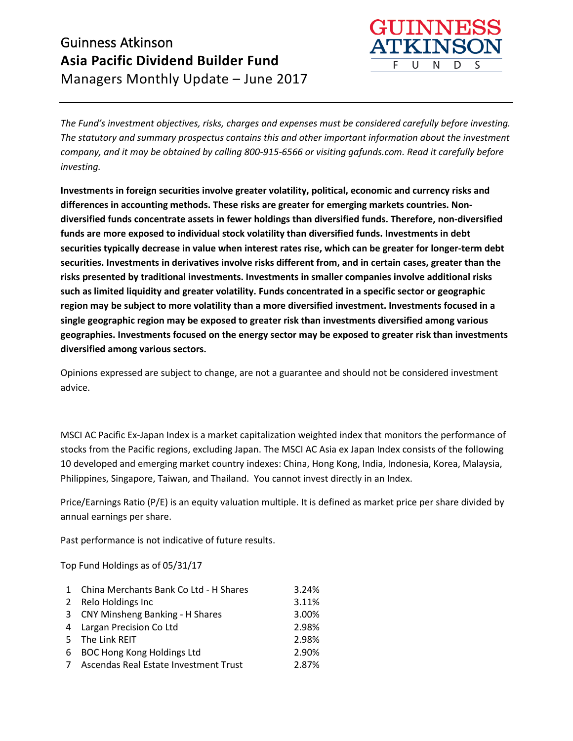# Guinness Atkinson
## Asia Pacific Dividend Builder Fund
### Managers Monthly Update – June 2017

*The Fund's investment objectives, risks, charges and expenses must be considered carefully before investing. The statutory and summary prospectus contains this and other important information about the investment company, and it may be obtained by calling 800-915-6566 or visiting gafunds.com. Read it carefully before investing.*

**Investments in foreign securities involve greater volatility, political, economic and currency risks and differences in accounting methods. These risks are greater for emerging markets countries. Non-diversified funds concentrate assets in fewer holdings than diversified funds. Therefore, non-diversified funds are more exposed to individual stock volatility than diversified funds. Investments in debt securities typically decrease in value when interest rates rise, which can be greater for longer-term debt securities. Investments in derivatives involve risks different from, and in certain cases, greater than the risks presented by traditional investments. Investments in smaller companies involve additional risks such as limited liquidity and greater volatility. Funds concentrated in a specific sector or geographic region may be subject to more volatility than a more diversified investment. Investments focused in a single geographic region may be exposed to greater risk than investments diversified among various geographies. Investments focused on the energy sector may be exposed to greater risk than investments diversified among various sectors.**

Opinions expressed are subject to change, are not a guarantee and should not be considered investment advice.

MSCI AC Pacific Ex-Japan Index is a market capitalization weighted index that monitors the performance of stocks from the Pacific regions, excluding Japan. The MSCI AC Asia ex Japan Index consists of the following 10 developed and emerging market country indexes: China, Hong Kong, India, Indonesia, Korea, Malaysia, Philippines, Singapore, Taiwan, and Thailand. You cannot invest directly in an Index.

Price/Earnings Ratio (P/E) is an equity valuation multiple. It is defined as market price per share divided by annual earnings per share.

Past performance is not indicative of future results.

Top Fund Holdings as of 05/31/17

| # | Holding | Weight |
|---|---|---|
| 1 | China Merchants Bank Co Ltd - H Shares | 3.24% |
| 2 | Relo Holdings Inc | 3.11% |
| 3 | CNY Minsheng Banking - H Shares | 3.00% |
| 4 | Largan Precision Co Ltd | 2.98% |
| 5 | The Link REIT | 2.98% |
| 6 | BOC Hong Kong Holdings Ltd | 2.90% |
| 7 | Ascendas Real Estate Investment Trust | 2.87% |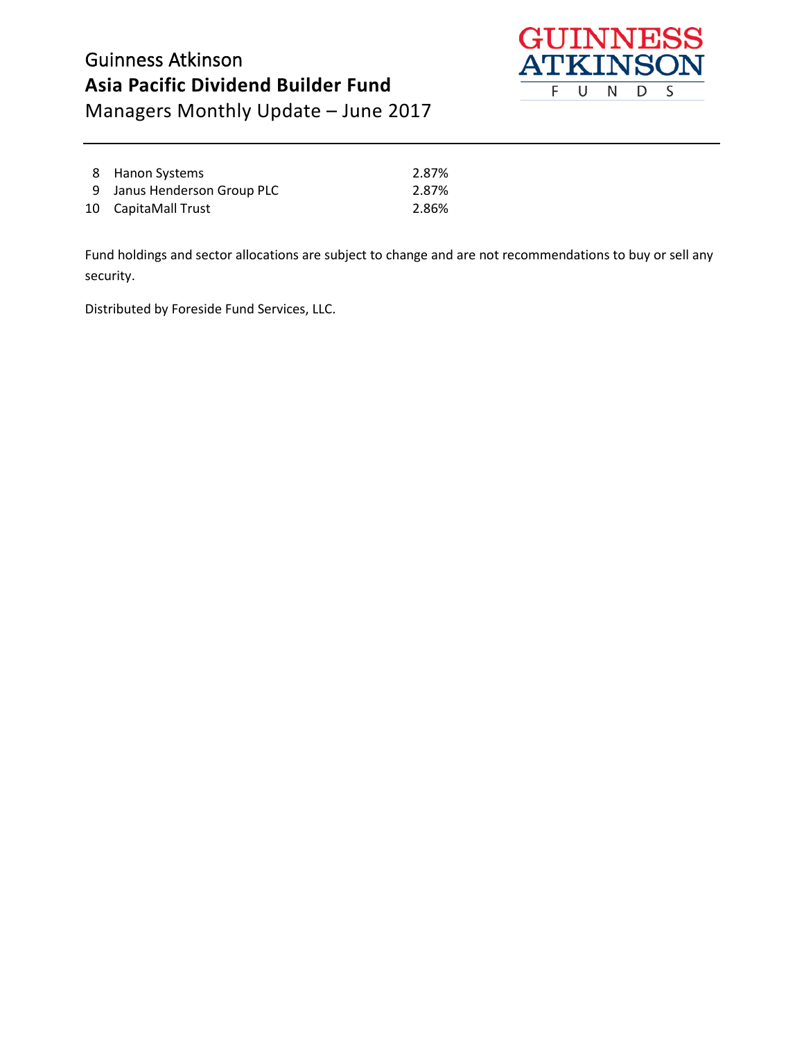| | | |
|---|---|---|
| 8 | Hanon Systems | 2.87% |
| 9 | Janus Henderson Group PLC | 2.87% |
| 10 | CapitaMall Trust | 2.86% |

Fund holdings and sector allocations are subject to change and are not recommendations to buy or sell any security.

Distributed by Foreside Fund Services, LLC.